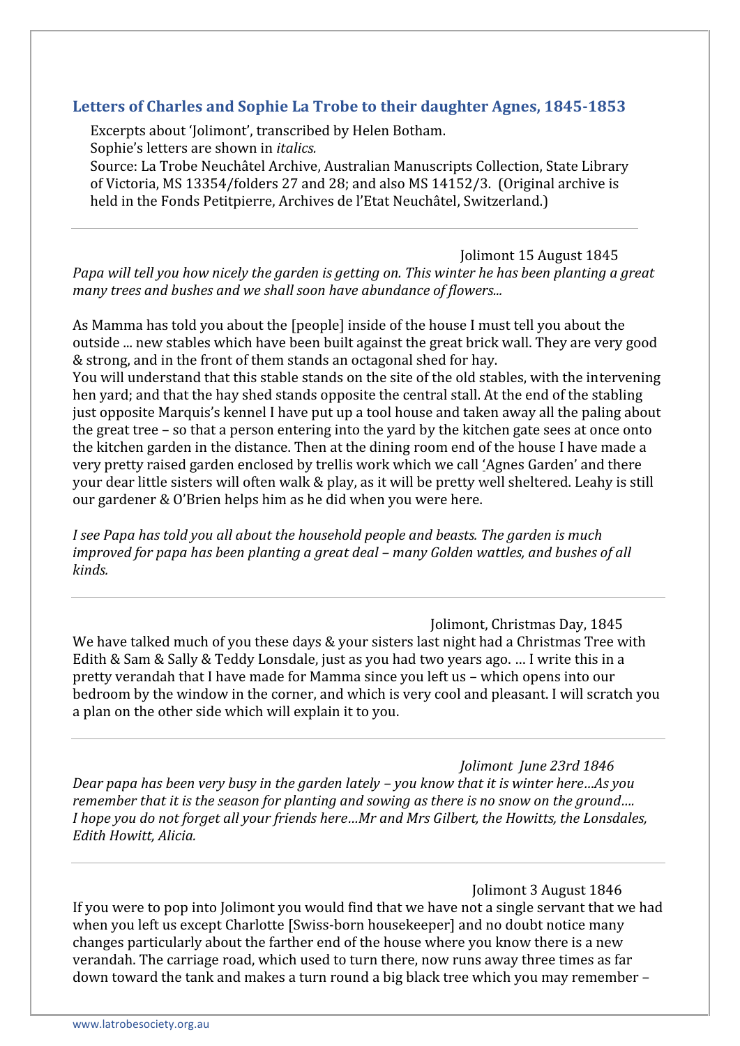## Letters of Charles and Sophie La Trobe to their daughter Agnes, 1845-1853

Excerpts about 'Jolimont', transcribed by Helen Botham.
Sophie's letters are shown in *italics.*
Source: La Trobe Neuchâtel Archive, Australian Manuscripts Collection, State Library of Victoria, MS 13354/folders 27 and 28; and also MS 14152/3. (Original archive is held in the Fonds Petitpierre, Archives de l'Etat Neuchâtel, Switzerland.)

---

Jolimont 15 August 1845

*Papa will tell you how nicely the garden is getting on. This winter he has been planting a great many trees and bushes and we shall soon have abundance of flowers...*

As Mamma has told you about the [people] inside of the house I must tell you about the outside ... new stables which have been built against the great brick wall. They are very good & strong, and in the front of them stands an octagonal shed for hay.
You will understand that this stable stands on the site of the old stables, with the intervening hen yard; and that the hay shed stands opposite the central stall. At the end of the stabling just opposite Marquis's kennel I have put up a tool house and taken away all the paling about the great tree – so that a person entering into the yard by the kitchen gate sees at once onto the kitchen garden in the distance. Then at the dining room end of the house I have made a very pretty raised garden enclosed by trellis work which we call 'Agnes Garden' and there your dear little sisters will often walk & play, as it will be pretty well sheltered. Leahy is still our gardener & O'Brien helps him as he did when you were here.

*I see Papa has told you all about the household people and beasts. The garden is much improved for papa has been planting a great deal – many Golden wattles, and bushes of all kinds.*

---

Jolimont, Christmas Day, 1845

We have talked much of you these days & your sisters last night had a Christmas Tree with Edith & Sam & Sally & Teddy Lonsdale, just as you had two years ago. … I write this in a pretty verandah that I have made for Mamma since you left us – which opens into our bedroom by the window in the corner, and which is very cool and pleasant. I will scratch you a plan on the other side which will explain it to you.

---

*Jolimont June 23rd 1846*

*Dear papa has been very busy in the garden lately – you know that it is winter here…As you remember that it is the season for planting and sowing as there is no snow on the ground….*
*I hope you do not forget all your friends here…Mr and Mrs Gilbert, the Howitts, the Lonsdales, Edith Howitt, Alicia.*

---

Jolimont 3 August 1846

If you were to pop into Jolimont you would find that we have not a single servant that we had when you left us except Charlotte [Swiss-born housekeeper] and no doubt notice many changes particularly about the farther end of the house where you know there is a new verandah. The carriage road, which used to turn there, now runs away three times as far down toward the tank and makes a turn round a big black tree which you may remember –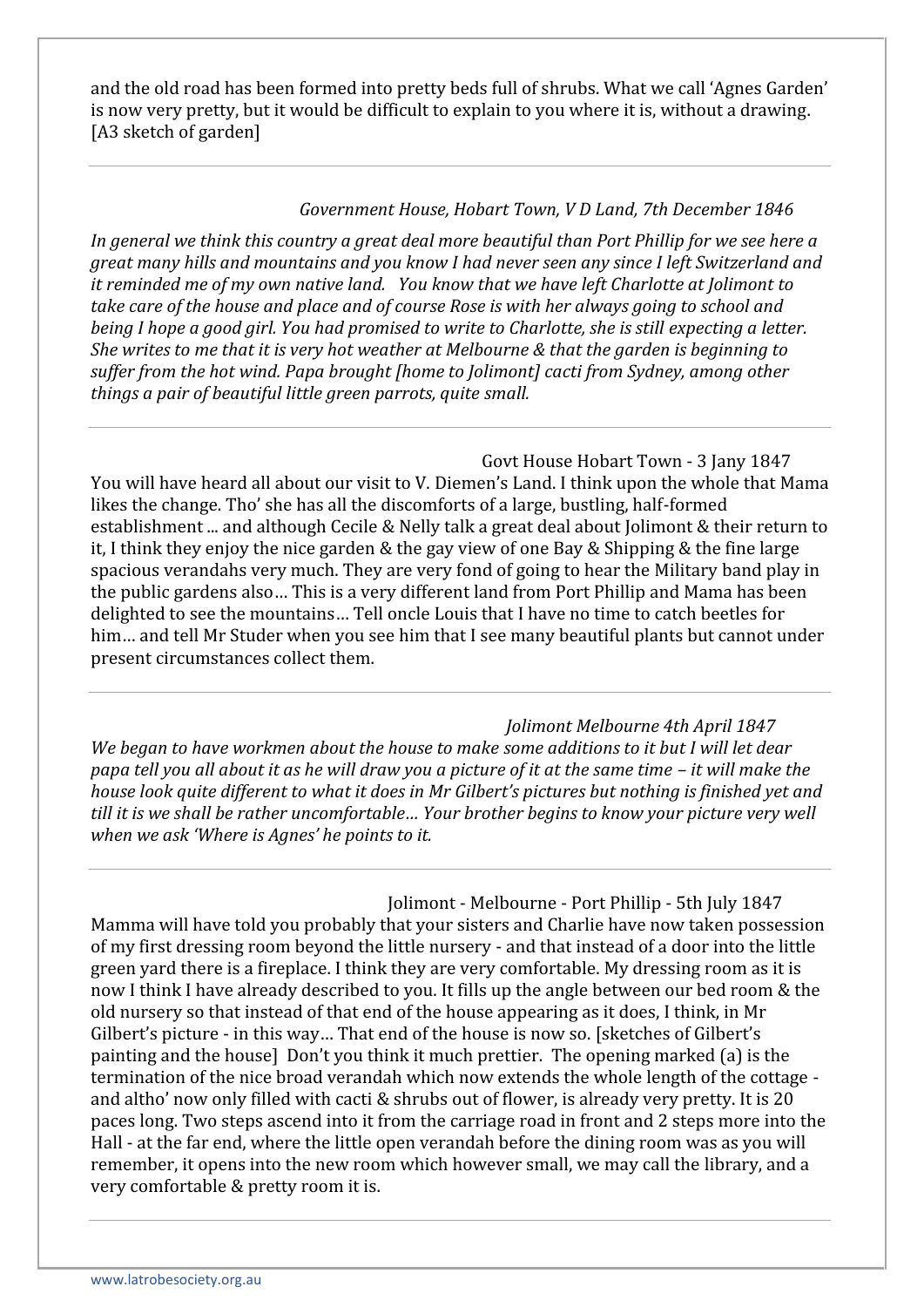and the old road has been formed into pretty beds full of shrubs. What we call 'Agnes Garden' is now very pretty, but it would be difficult to explain to you where it is, without a drawing. [A3 sketch of garden]

---

*Government House, Hobart Town, V D Land, 7th December 1846*

*In general we think this country a great deal more beautiful than Port Phillip for we see here a great many hills and mountains and you know I had never seen any since I left Switzerland and it reminded me of my own native land. You know that we have left Charlotte at Jolimont to take care of the house and place and of course Rose is with her always going to school and being I hope a good girl. You had promised to write to Charlotte, she is still expecting a letter. She writes to me that it is very hot weather at Melbourne & that the garden is beginning to suffer from the hot wind. Papa brought [home to Jolimont] cacti from Sydney, among other things a pair of beautiful little green parrots, quite small.*

---

Govt House Hobart Town - 3 Jany 1847

You will have heard all about our visit to V. Diemen's Land. I think upon the whole that Mama likes the change. Tho' she has all the discomforts of a large, bustling, half-formed establishment ... and although Cecile & Nelly talk a great deal about Jolimont & their return to it, I think they enjoy the nice garden & the gay view of one Bay & Shipping & the fine large spacious verandahs very much. They are very fond of going to hear the Military band play in the public gardens also… This is a very different land from Port Phillip and Mama has been delighted to see the mountains… Tell oncle Louis that I have no time to catch beetles for him… and tell Mr Studer when you see him that I see many beautiful plants but cannot under present circumstances collect them.

---

*Jolimont Melbourne 4th April 1847*

*We began to have workmen about the house to make some additions to it but I will let dear papa tell you all about it as he will draw you a picture of it at the same time – it will make the house look quite different to what it does in Mr Gilbert's pictures but nothing is finished yet and till it is we shall be rather uncomfortable… Your brother begins to know your picture very well when we ask 'Where is Agnes' he points to it.*

---

Jolimont - Melbourne - Port Phillip - 5th July 1847

Mamma will have told you probably that your sisters and Charlie have now taken possession of my first dressing room beyond the little nursery - and that instead of a door into the little green yard there is a fireplace. I think they are very comfortable. My dressing room as it is now I think I have already described to you. It fills up the angle between our bed room & the old nursery so that instead of that end of the house appearing as it does, I think, in Mr Gilbert's picture - in this way… That end of the house is now so. [sketches of Gilbert's painting and the house] Don't you think it much prettier. The opening marked (a) is the termination of the nice broad verandah which now extends the whole length of the cottage - and altho' now only filled with cacti & shrubs out of flower, is already very pretty. It is 20 paces long. Two steps ascend into it from the carriage road in front and 2 steps more into the Hall - at the far end, where the little open verandah before the dining room was as you will remember, it opens into the new room which however small, we may call the library, and a very comfortable & pretty room it is.

---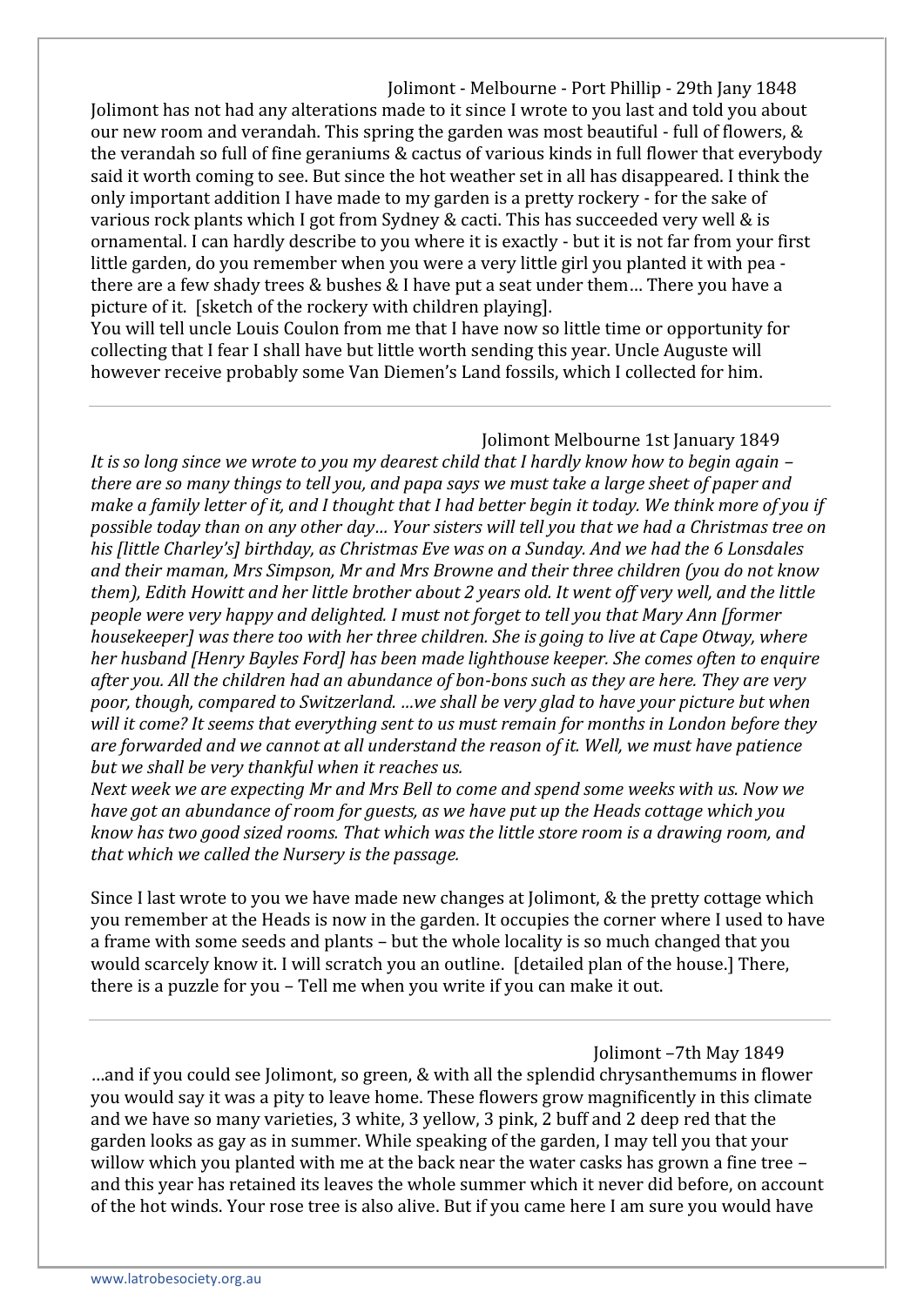Jolimont - Melbourne - Port Phillip - 29th Jany 1848

Jolimont has not had any alterations made to it since I wrote to you last and told you about our new room and verandah. This spring the garden was most beautiful - full of flowers, & the verandah so full of fine geraniums & cactus of various kinds in full flower that everybody said it worth coming to see. But since the hot weather set in all has disappeared. I think the only important addition I have made to my garden is a pretty rockery - for the sake of various rock plants which I got from Sydney & cacti. This has succeeded very well & is ornamental. I can hardly describe to you where it is exactly - but it is not far from your first little garden, do you remember when you were a very little girl you planted it with pea - there are a few shady trees & bushes & I have put a seat under them… There you have a picture of it. [sketch of the rockery with children playing].

You will tell uncle Louis Coulon from me that I have now so little time or opportunity for collecting that I fear I shall have but little worth sending this year. Uncle Auguste will however receive probably some Van Diemen's Land fossils, which I collected for him.

---

Jolimont Melbourne 1st January 1849

*It is so long since we wrote to you my dearest child that I hardly know how to begin again – there are so many things to tell you, and papa says we must take a large sheet of paper and make a family letter of it, and I thought that I had better begin it today. We think more of you if possible today than on any other day… Your sisters will tell you that we had a Christmas tree on his [little Charley's] birthday, as Christmas Eve was on a Sunday. And we had the 6 Lonsdales and their maman, Mrs Simpson, Mr and Mrs Browne and their three children (you do not know them), Edith Howitt and her little brother about 2 years old. It went off very well, and the little people were very happy and delighted. I must not forget to tell you that Mary Ann [former housekeeper] was there too with her three children. She is going to live at Cape Otway, where her husband [Henry Bayles Ford] has been made lighthouse keeper. She comes often to enquire after you. All the children had an abundance of bon-bons such as they are here. They are very poor, though, compared to Switzerland. …we shall be very glad to have your picture but when will it come? It seems that everything sent to us must remain for months in London before they are forwarded and we cannot at all understand the reason of it. Well, we must have patience but we shall be very thankful when it reaches us.*

*Next week we are expecting Mr and Mrs Bell to come and spend some weeks with us. Now we have got an abundance of room for guests, as we have put up the Heads cottage which you know has two good sized rooms. That which was the little store room is a drawing room, and that which we called the Nursery is the passage.*

Since I last wrote to you we have made new changes at Jolimont, & the pretty cottage which you remember at the Heads is now in the garden. It occupies the corner where I used to have a frame with some seeds and plants – but the whole locality is so much changed that you would scarcely know it. I will scratch you an outline. [detailed plan of the house.] There, there is a puzzle for you – Tell me when you write if you can make it out.

---

Jolimont –7th May 1849

…and if you could see Jolimont, so green, & with all the splendid chrysanthemums in flower you would say it was a pity to leave home. These flowers grow magnificently in this climate and we have so many varieties, 3 white, 3 yellow, 3 pink, 2 buff and 2 deep red that the garden looks as gay as in summer. While speaking of the garden, I may tell you that your willow which you planted with me at the back near the water casks has grown a fine tree – and this year has retained its leaves the whole summer which it never did before, on account of the hot winds. Your rose tree is also alive. But if you came here I am sure you would have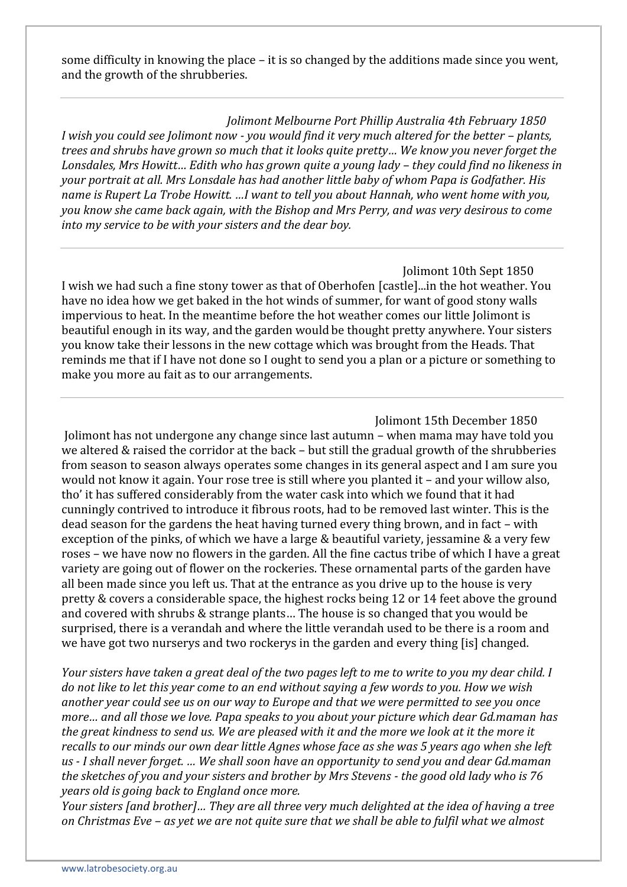some difficulty in knowing the place – it is so changed by the additions made since you went, and the growth of the shrubberies.

---

*Jolimont Melbourne Port Phillip Australia 4th February 1850*

*I wish you could see Jolimont now - you would find it very much altered for the better – plants, trees and shrubs have grown so much that it looks quite pretty… We know you never forget the Lonsdales, Mrs Howitt… Edith who has grown quite a young lady – they could find no likeness in your portrait at all. Mrs Lonsdale has had another little baby of whom Papa is Godfather. His name is Rupert La Trobe Howitt. …I want to tell you about Hannah, who went home with you, you know she came back again, with the Bishop and Mrs Perry, and was very desirous to come into my service to be with your sisters and the dear boy.*

---

Jolimont 10th Sept 1850

I wish we had such a fine stony tower as that of Oberhofen [castle]...in the hot weather. You have no idea how we get baked in the hot winds of summer, for want of good stony walls impervious to heat. In the meantime before the hot weather comes our little Jolimont is beautiful enough in its way, and the garden would be thought pretty anywhere. Your sisters you know take their lessons in the new cottage which was brought from the Heads. That reminds me that if I have not done so I ought to send you a plan or a picture or something to make you more au fait as to our arrangements.

---

Jolimont 15th December 1850

Jolimont has not undergone any change since last autumn – when mama may have told you we altered & raised the corridor at the back – but still the gradual growth of the shrubberies from season to season always operates some changes in its general aspect and I am sure you would not know it again. Your rose tree is still where you planted it – and your willow also, tho' it has suffered considerably from the water cask into which we found that it had cunningly contrived to introduce it fibrous roots, had to be removed last winter. This is the dead season for the gardens the heat having turned every thing brown, and in fact – with exception of the pinks, of which we have a large & beautiful variety, jessamine & a very few roses – we have now no flowers in the garden. All the fine cactus tribe of which I have a great variety are going out of flower on the rockeries. These ornamental parts of the garden have all been made since you left us. That at the entrance as you drive up to the house is very pretty & covers a considerable space, the highest rocks being 12 or 14 feet above the ground and covered with shrubs & strange plants… The house is so changed that you would be surprised, there is a verandah and where the little verandah used to be there is a room and we have got two nurserys and two rockerys in the garden and every thing [is] changed.

*Your sisters have taken a great deal of the two pages left to me to write to you my dear child. I do not like to let this year come to an end without saying a few words to you. How we wish another year could see us on our way to Europe and that we were permitted to see you once more… and all those we love. Papa speaks to you about your picture which dear Gd.maman has the great kindness to send us. We are pleased with it and the more we look at it the more it recalls to our minds our own dear little Agnes whose face as she was 5 years ago when she left us - I shall never forget. … We shall soon have an opportunity to send you and dear Gd.maman the sketches of you and your sisters and brother by Mrs Stevens - the good old lady who is 76 years old is going back to England once more.*

*Your sisters [and brother]… They are all three very much delighted at the idea of having a tree on Christmas Eve – as yet we are not quite sure that we shall be able to fulfil what we almost*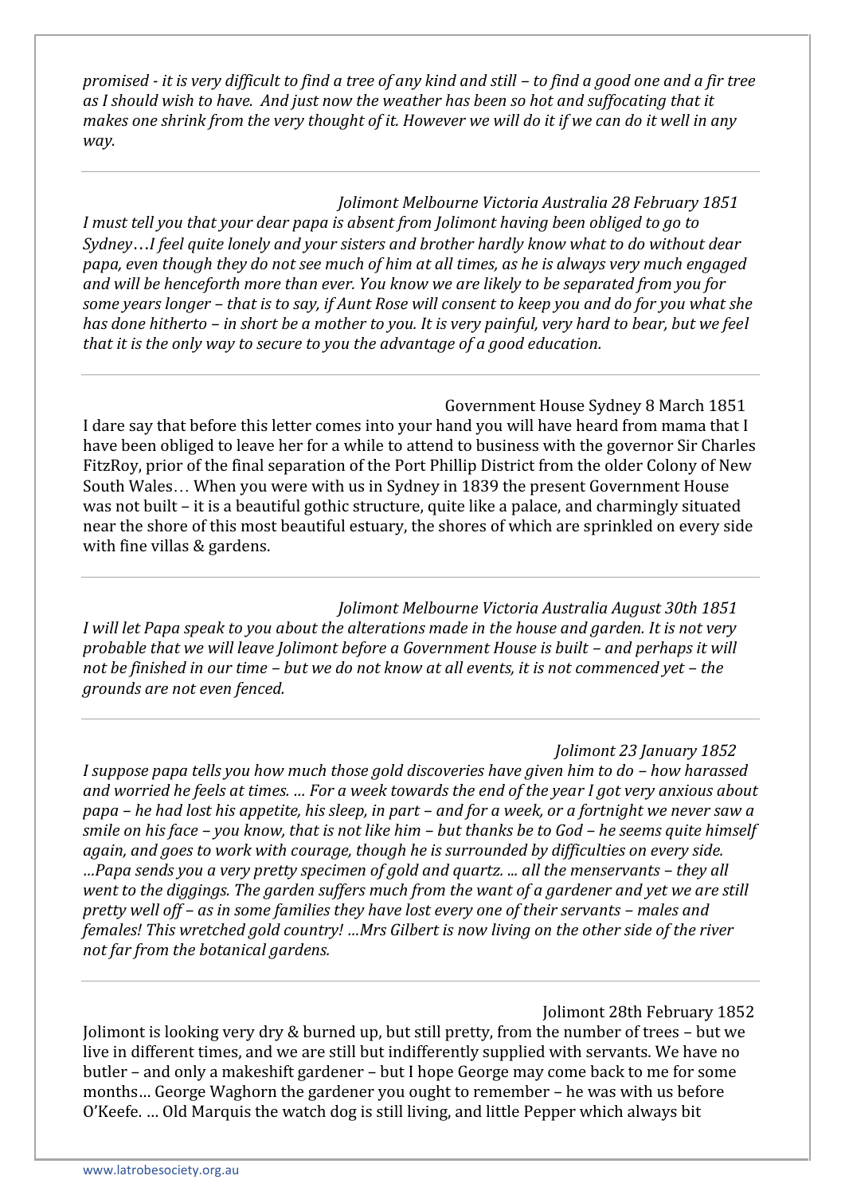*promised - it is very difficult to find a tree of any kind and still – to find a good one and a fir tree as I should wish to have. And just now the weather has been so hot and suffocating that it makes one shrink from the very thought of it. However we will do it if we can do it well in any way.*

---

*Jolimont Melbourne Victoria Australia 28 February 1851*

*I must tell you that your dear papa is absent from Jolimont having been obliged to go to Sydney…I feel quite lonely and your sisters and brother hardly know what to do without dear papa, even though they do not see much of him at all times, as he is always very much engaged and will be henceforth more than ever. You know we are likely to be separated from you for some years longer – that is to say, if Aunt Rose will consent to keep you and do for you what she has done hitherto – in short be a mother to you. It is very painful, very hard to bear, but we feel that it is the only way to secure to you the advantage of a good education.*

---

Government House Sydney 8 March 1851

I dare say that before this letter comes into your hand you will have heard from mama that I have been obliged to leave her for a while to attend to business with the governor Sir Charles FitzRoy, prior of the final separation of the Port Phillip District from the older Colony of New South Wales… When you were with us in Sydney in 1839 the present Government House was not built – it is a beautiful gothic structure, quite like a palace, and charmingly situated near the shore of this most beautiful estuary, the shores of which are sprinkled on every side with fine villas & gardens.

---

*Jolimont Melbourne Victoria Australia August 30th 1851*

*I will let Papa speak to you about the alterations made in the house and garden. It is not very probable that we will leave Jolimont before a Government House is built – and perhaps it will not be finished in our time – but we do not know at all events, it is not commenced yet – the grounds are not even fenced.*

---

*Jolimont 23 January 1852*

*I suppose papa tells you how much those gold discoveries have given him to do – how harassed and worried he feels at times. … For a week towards the end of the year I got very anxious about papa – he had lost his appetite, his sleep, in part – and for a week, or a fortnight we never saw a smile on his face – you know, that is not like him – but thanks be to God – he seems quite himself again, and goes to work with courage, though he is surrounded by difficulties on every side. …Papa sends you a very pretty specimen of gold and quartz. ... all the menservants – they all went to the diggings. The garden suffers much from the want of a gardener and yet we are still pretty well off – as in some families they have lost every one of their servants – males and females! This wretched gold country! …Mrs Gilbert is now living on the other side of the river not far from the botanical gardens.*

---

Jolimont 28th February 1852

Jolimont is looking very dry & burned up, but still pretty, from the number of trees – but we live in different times, and we are still but indifferently supplied with servants. We have no butler – and only a makeshift gardener – but I hope George may come back to me for some months… George Waghorn the gardener you ought to remember – he was with us before O'Keefe. … Old Marquis the watch dog is still living, and little Pepper which always bit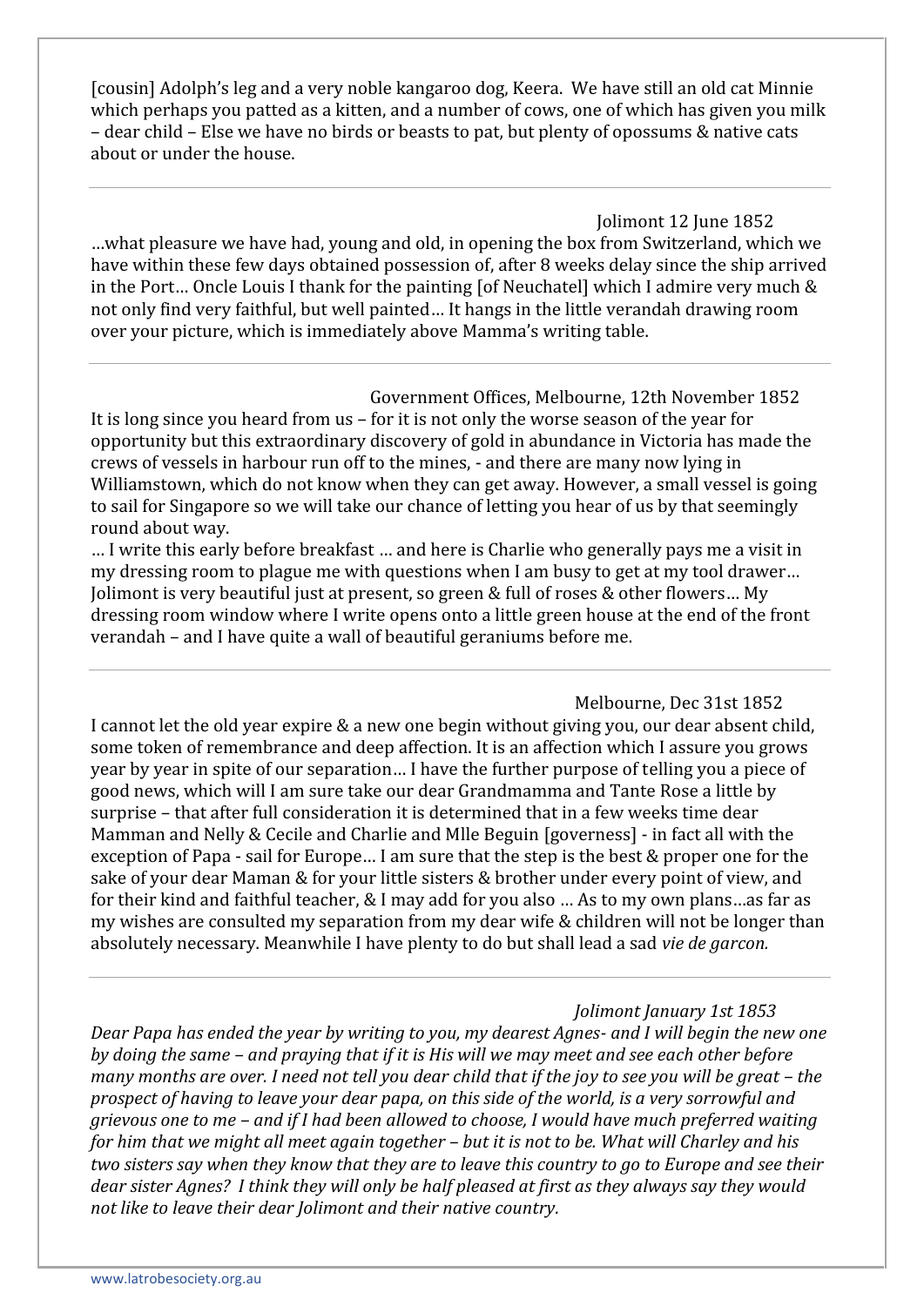[cousin] Adolph's leg and a very noble kangaroo dog, Keera. We have still an old cat Minnie which perhaps you patted as a kitten, and a number of cows, one of which has given you milk – dear child – Else we have no birds or beasts to pat, but plenty of opossums & native cats about or under the house.

---

Jolimont 12 June 1852

…what pleasure we have had, young and old, in opening the box from Switzerland, which we have within these few days obtained possession of, after 8 weeks delay since the ship arrived in the Port… Oncle Louis I thank for the painting [of Neuchatel] which I admire very much & not only find very faithful, but well painted… It hangs in the little verandah drawing room over your picture, which is immediately above Mamma's writing table.

---

Government Offices, Melbourne, 12th November 1852

It is long since you heard from us – for it is not only the worse season of the year for opportunity but this extraordinary discovery of gold in abundance in Victoria has made the crews of vessels in harbour run off to the mines, - and there are many now lying in Williamstown, which do not know when they can get away. However, a small vessel is going to sail for Singapore so we will take our chance of letting you hear of us by that seemingly round about way.

… I write this early before breakfast … and here is Charlie who generally pays me a visit in my dressing room to plague me with questions when I am busy to get at my tool drawer… Jolimont is very beautiful just at present, so green & full of roses & other flowers… My dressing room window where I write opens onto a little green house at the end of the front verandah – and I have quite a wall of beautiful geraniums before me.

---

Melbourne, Dec 31st 1852

I cannot let the old year expire & a new one begin without giving you, our dear absent child, some token of remembrance and deep affection. It is an affection which I assure you grows year by year in spite of our separation… I have the further purpose of telling you a piece of good news, which will I am sure take our dear Grandmamma and Tante Rose a little by surprise – that after full consideration it is determined that in a few weeks time dear Mamman and Nelly & Cecile and Charlie and Mlle Beguin [governess] - in fact all with the exception of Papa - sail for Europe… I am sure that the step is the best & proper one for the sake of your dear Maman & for your little sisters & brother under every point of view, and for their kind and faithful teacher, & I may add for you also … As to my own plans…as far as my wishes are consulted my separation from my dear wife & children will not be longer than absolutely necessary. Meanwhile I have plenty to do but shall lead a sad *vie de garcon.*

---

*Jolimont January 1st 1853*

*Dear Papa has ended the year by writing to you, my dearest Agnes- and I will begin the new one by doing the same – and praying that if it is His will we may meet and see each other before many months are over. I need not tell you dear child that if the joy to see you will be great – the prospect of having to leave your dear papa, on this side of the world, is a very sorrowful and grievous one to me – and if I had been allowed to choose, I would have much preferred waiting for him that we might all meet again together – but it is not to be. What will Charley and his two sisters say when they know that they are to leave this country to go to Europe and see their dear sister Agnes? I think they will only be half pleased at first as they always say they would not like to leave their dear Jolimont and their native country.*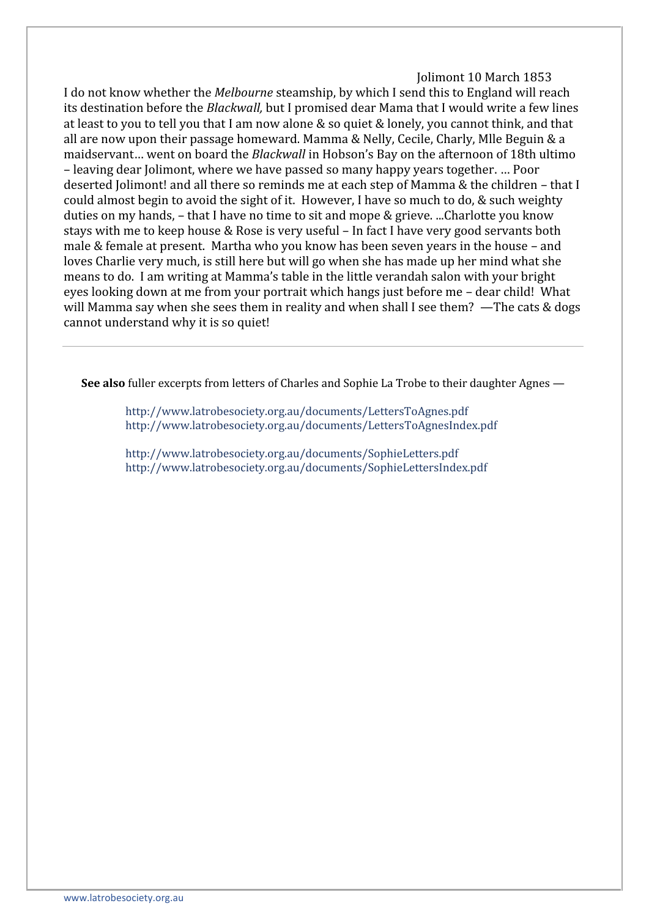Jolimont 10 March 1853

I do not know whether the *Melbourne* steamship, by which I send this to England will reach its destination before the *Blackwall,* but I promised dear Mama that I would write a few lines at least to you to tell you that I am now alone & so quiet & lonely, you cannot think, and that all are now upon their passage homeward. Mamma & Nelly, Cecile, Charly, Mlle Beguin & a maidservant… went on board the *Blackwall* in Hobson's Bay on the afternoon of 18th ultimo – leaving dear Jolimont, where we have passed so many happy years together. … Poor deserted Jolimont! and all there so reminds me at each step of Mamma & the children – that I could almost begin to avoid the sight of it. However, I have so much to do, & such weighty duties on my hands, – that I have no time to sit and mope & grieve. ...Charlotte you know stays with me to keep house & Rose is very useful – In fact I have very good servants both male & female at present. Martha who you know has been seven years in the house – and loves Charlie very much, is still here but will go when she has made up her mind what she means to do. I am writing at Mamma's table in the little verandah salon with your bright eyes looking down at me from your portrait which hangs just before me – dear child! What will Mamma say when she sees them in reality and when shall I see them? —The cats & dogs cannot understand why it is so quiet!

---

**See also** fuller excerpts from letters of Charles and Sophie La Trobe to their daughter Agnes —

http://www.latrobesociety.org.au/documents/LettersToAgnes.pdf
http://www.latrobesociety.org.au/documents/LettersToAgnesIndex.pdf

http://www.latrobesociety.org.au/documents/SophieLetters.pdf
http://www.latrobesociety.org.au/documents/SophieLettersIndex.pdf